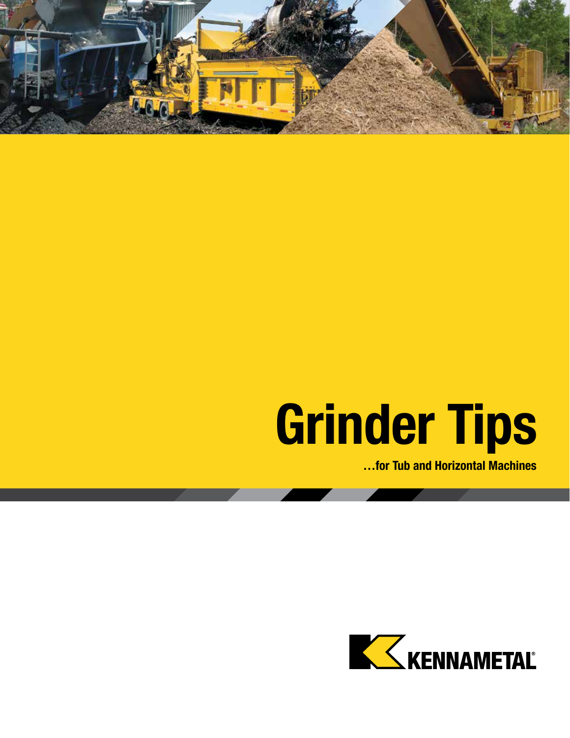# Grinder Tips

**…for Tub and Horizontal Machines**

KENNAMETAL®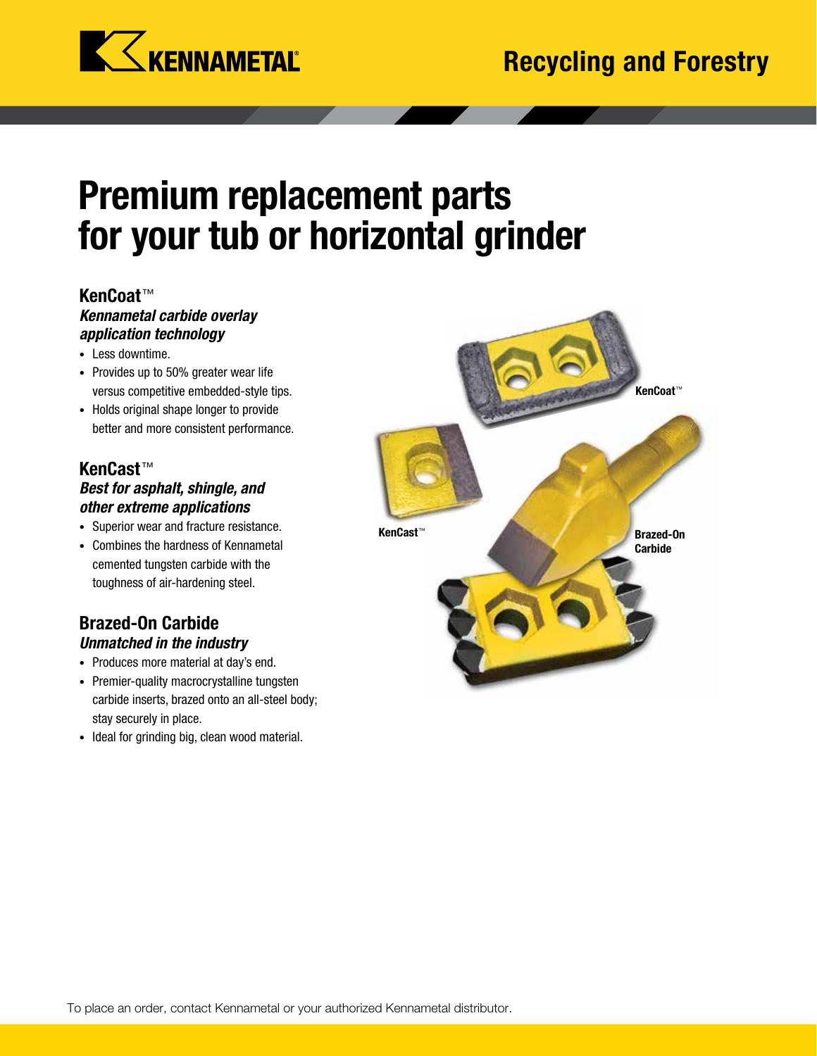# Premium replacement parts for your tub or horizontal grinder

### KenCoat™

***Kennametal carbide overlay application technology***

- Less downtime.
- Provides up to 50% greater wear life versus competitive embedded-style tips.
- Holds original shape longer to provide better and more consistent performance.

### KenCast™

***Best for asphalt, shingle, and other extreme applications***

- Superior wear and fracture resistance.
- Combines the hardness of Kennametal cemented tungsten carbide with the toughness of air-hardening steel.

### Brazed-On Carbide

***Unmatched in the industry***

- Produces more material at day's end.
- Premier-quality macrocrystalline tungsten carbide inserts, brazed onto an all-steel body; stay securely in place.
- Ideal for grinding big, clean wood material.

KenCoat™

KenCast™

Brazed-On Carbide

To place an order, contact Kennametal or your authorized Kennametal distributor.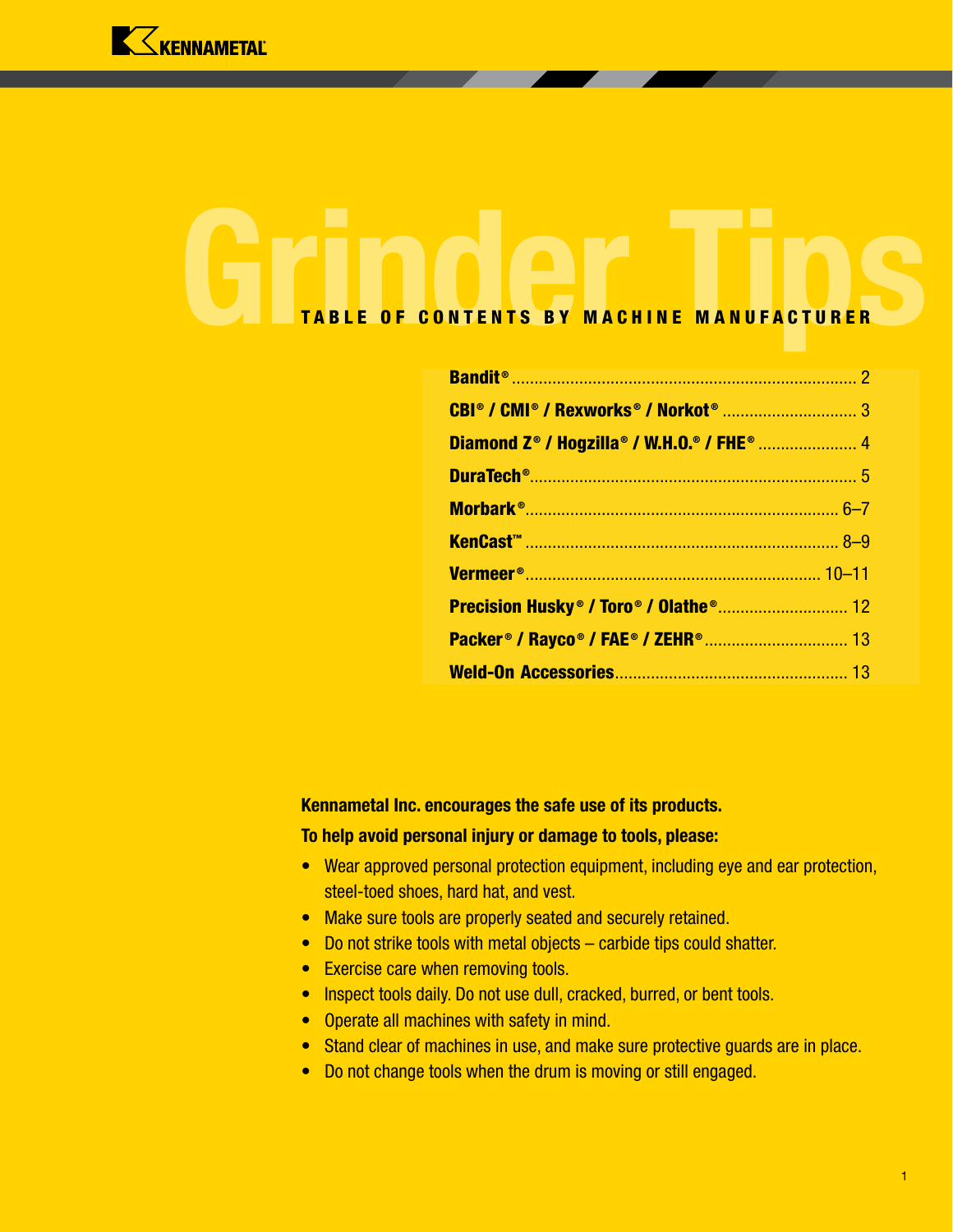# Grinder Tips

## TABLE OF CONTENTS BY MACHINE MANUFACTURER

| | |
|---|---|
| **Bandit®** | 2 |
| **CBI® / CMI® / Rexworks® / Norkot®** | 3 |
| **Diamond Z® / Hogzilla® / W.H.O.® / FHE®** | 4 |
| **DuraTech®** | 5 |
| **Morbark®** | 6–7 |
| **KenCast™** | 8–9 |
| **Vermeer®** | 10–11 |
| **Precision Husky® / Toro® / Olathe®** | 12 |
| **Packer® / Rayco® / FAE® / ZEHR®** | 13 |
| **Weld-On Accessories** | 13 |

**Kennametal Inc. encourages the safe use of its products.**

**To help avoid personal injury or damage to tools, please:**

- Wear approved personal protection equipment, including eye and ear protection, steel-toed shoes, hard hat, and vest.
- Make sure tools are properly seated and securely retained.
- Do not strike tools with metal objects – carbide tips could shatter.
- Exercise care when removing tools.
- Inspect tools daily. Do not use dull, cracked, burred, or bent tools.
- Operate all machines with safety in mind.
- Stand clear of machines in use, and make sure protective guards are in place.
- Do not change tools when the drum is moving or still engaged.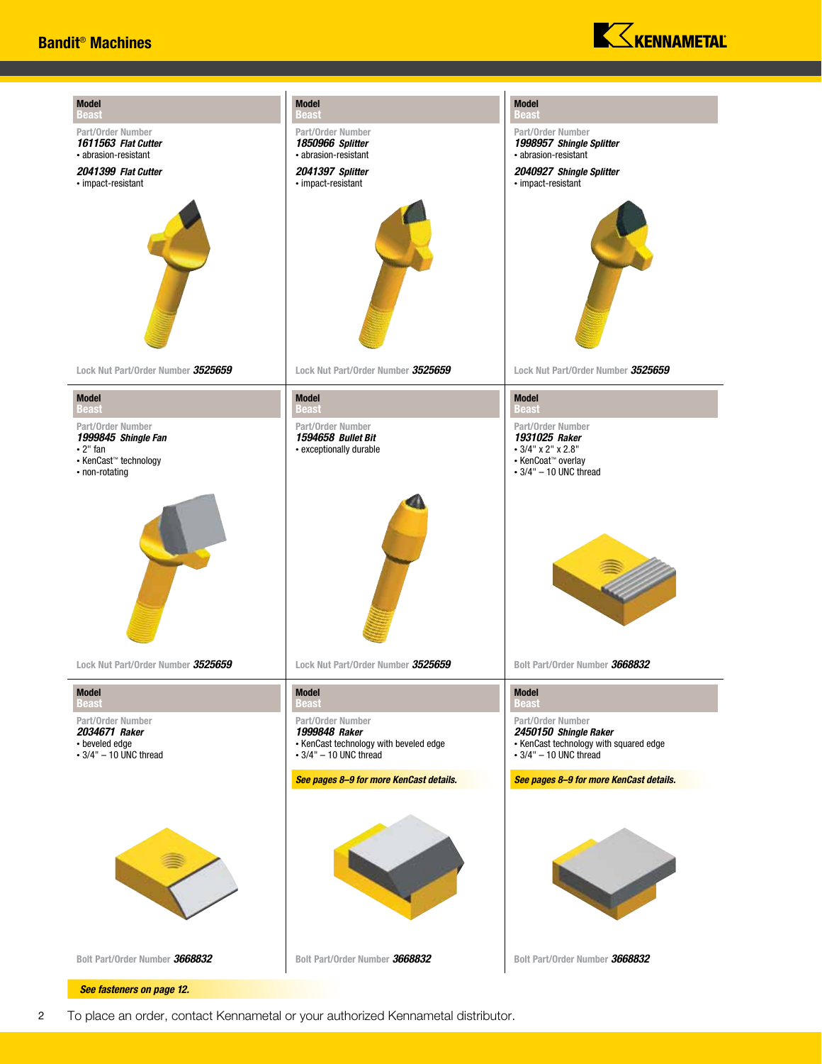## Bandit® Machines

### Model Beast

Part/Order Number
***1611563*** ***Flat Cutter***
- abrasion-resistant

***2041399*** ***Flat Cutter***
- impact-resistant

Lock Nut Part/Order Number ***3525659***

### Model Beast

Part/Order Number
***1850966*** ***Splitter***
- abrasion-resistant

***2041397*** ***Splitter***
- impact-resistant

Lock Nut Part/Order Number ***3525659***

### Model Beast

Part/Order Number
***1998957*** ***Shingle Splitter***
- abrasion-resistant

***2040927*** ***Shingle Splitter***
- impact-resistant

Lock Nut Part/Order Number ***3525659***

### Model Beast

Part/Order Number
***1999845*** ***Shingle Fan***
- 2" fan
- KenCast™ technology
- non-rotating

Lock Nut Part/Order Number ***3525659***

### Model Beast

Part/Order Number
***1594658*** ***Bullet Bit***
- exceptionally durable

Lock Nut Part/Order Number ***3525659***

### Model Beast

Part/Order Number
***1931025*** ***Raker***
- 3/4" x 2" x 2.8"
- KenCoat™ overlay
- 3/4" – 10 UNC thread

Bolt Part/Order Number ***3668832***

### Model Beast

Part/Order Number
***2034671*** ***Raker***
- beveled edge
- 3/4" – 10 UNC thread

Bolt Part/Order Number ***3668832***

### Model Beast

Part/Order Number
***1999848*** ***Raker***
- KenCast technology with beveled edge
- 3/4" – 10 UNC thread

***See pages 8–9 for more KenCast details.***

Bolt Part/Order Number ***3668832***

### Model Beast

Part/Order Number
***2450150*** ***Shingle Raker***
- KenCast technology with squared edge
- 3/4" – 10 UNC thread

***See pages 8–9 for more KenCast details.***

Bolt Part/Order Number ***3668832***

***See fasteners on page 12.***

To place an order, contact Kennametal or your authorized Kennametal distributor.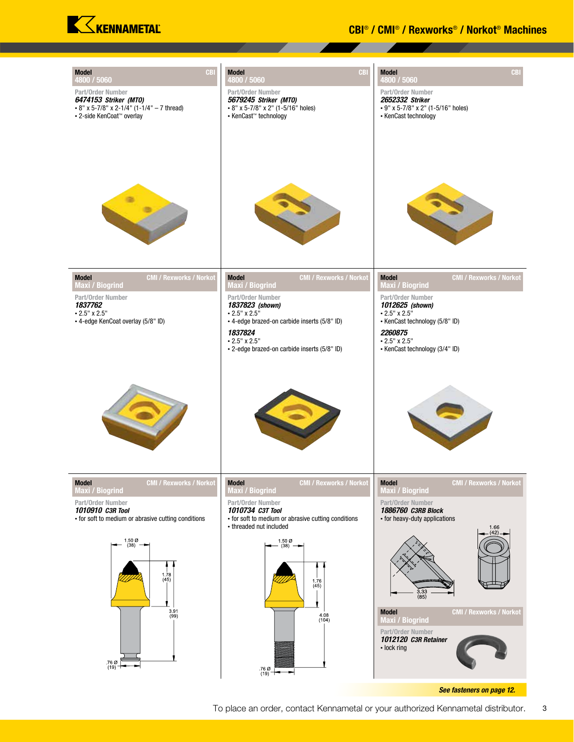# CBI® / CMI® / Rexworks® / Norkot® Machines

**Model** 4800 / 5060 — CBI

Part/Order Number

***6474153 Striker (MTO)***
- 8" x 5-7/8" x 2-1/4" (1-1/4" – 7 thread)
- 2-side KenCoat™ overlay

**Model** 4800 / 5060 — CBI

Part/Order Number

***5679245 Striker (MTO)***
- 8" x 5-7/8" x 2" (1-5/16" holes)
- KenCast™ technology

**Model** 4800 / 5060 — CBI

Part/Order Number

***2652332 Striker***
- 9" x 5-7/8" x 2" (1-5/16" holes)
- KenCast technology

**Model** Maxi / Biogrind — CMI / Rexworks / Norkot

Part/Order Number

***1837762***
- 2.5" x 2.5"
- 4-edge KenCoat overlay (5/8" ID)

**Model** Maxi / Biogrind — CMI / Rexworks / Norkot

Part/Order Number

***1837823 (shown)***
- 2.5" x 2.5"
- 4-edge brazed-on carbide inserts (5/8" ID)

***1837824***
- 2.5" x 2.5"
- 2-edge brazed-on carbide inserts (5/8" ID)

**Model** Maxi / Biogrind — CMI / Rexworks / Norkot

Part/Order Number

***1012625 (shown)***
- 2.5" x 2.5"
- KenCast technology (5/8" ID)

***2260875***
- 2.5" x 2.5"
- KenCast technology (3/4" ID)

**Model** Maxi / Biogrind — CMI / Rexworks / Norkot

Part/Order Number

***1010910 C3R Tool***
- for soft to medium or abrasive cutting conditions

1.50 Ø (38); 1.78 (45); 3.91 (99); .76 Ø (19)

**Model** Maxi / Biogrind — CMI / Rexworks / Norkot

Part/Order Number

***1010734 C3T Tool***
- for soft to medium or abrasive cutting conditions
- threaded nut included

1.50 Ø (38); 1.76 (45); 4.08 (104); .76 Ø (19)

**Model** Maxi / Biogrind — CMI / Rexworks / Norkot

Part/Order Number

***1886760 C3RB Block***
- for heavy-duty applications

1.66 (42); 3.33 (85)

**Model** Maxi / Biogrind — CMI / Rexworks / Norkot

Part/Order Number

***1012120 C3R Retainer***
- lock ring

***See fasteners on page 12.***

To place an order, contact Kennametal or your authorized Kennametal distributor.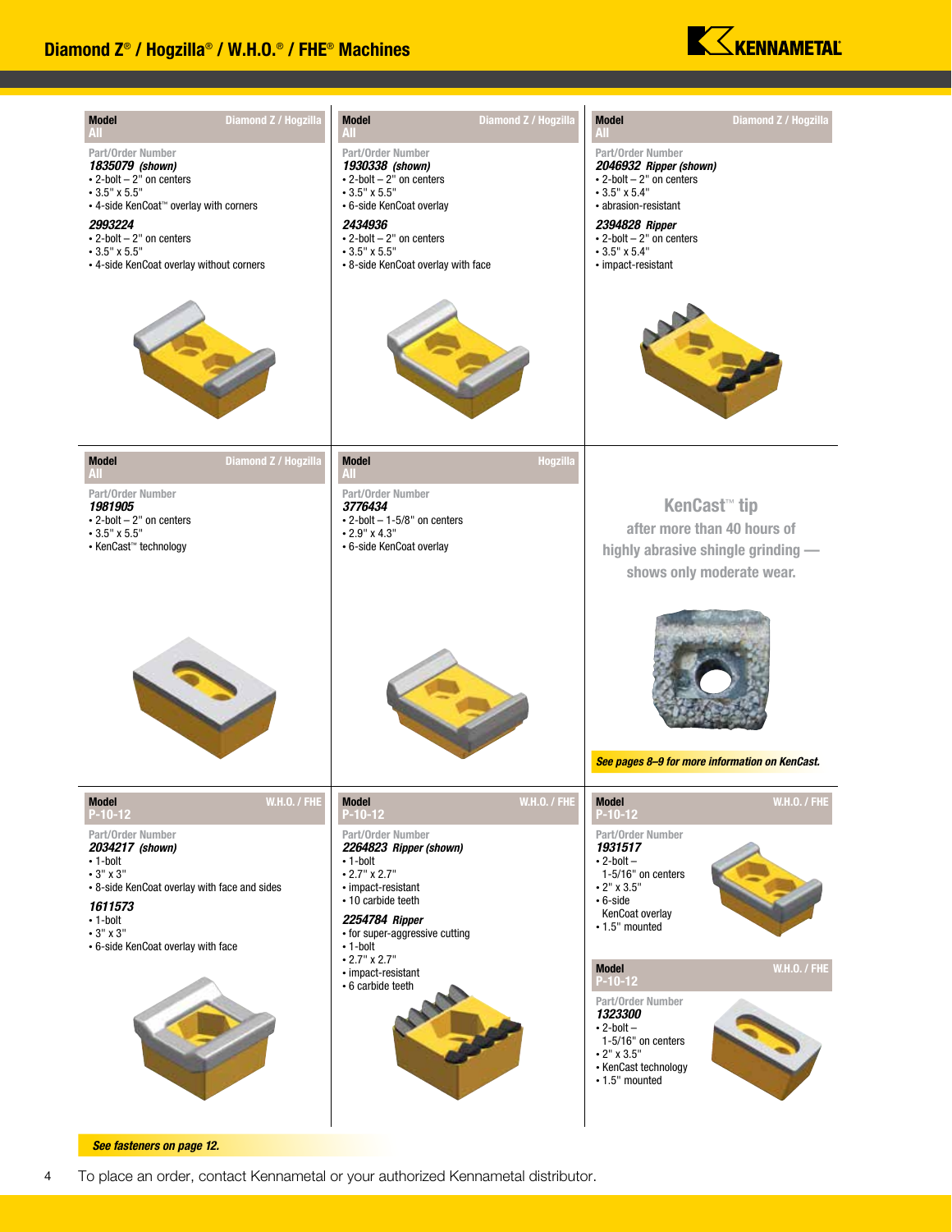## Diamond Z® / Hogzilla® / W.H.O.® / FHE® Machines

**Model** All — Diamond Z / Hogzilla

Part/Order Number

***1835079*** *(shown)*
- 2-bolt – 2" on centers
- 3.5" x 5.5"
- 4-side KenCoat™ overlay with corners

***2993224***
- 2-bolt – 2" on centers
- 3.5" x 5.5"
- 4-side KenCoat overlay without corners

**Model** All — Diamond Z / Hogzilla

Part/Order Number

***1930338*** *(shown)*
- 2-bolt – 2" on centers
- 3.5" x 5.5"
- 6-side KenCoat overlay

***2434936***
- 2-bolt – 2" on centers
- 3.5" x 5.5"
- 8-side KenCoat overlay with face

**Model** All — Diamond Z / Hogzilla

Part/Order Number

***2046932*** ***Ripper (shown)***
- 2-bolt – 2" on centers
- 3.5" x 5.4"
- abrasion-resistant

***2394828*** ***Ripper***
- 2-bolt – 2" on centers
- 3.5" x 5.4"
- impact-resistant

**Model** All — Diamond Z / Hogzilla

Part/Order Number

***1981905***
- 2-bolt – 2" on centers
- 3.5" x 5.5"
- KenCast™ technology

**Model** All — Hogzilla

Part/Order Number

***3776434***
- 2-bolt – 1-5/8" on centers
- 2.9" x 4.3"
- 6-side KenCoat overlay

**KenCast™ tip**
after more than 40 hours of highly abrasive shingle grinding — shows only moderate wear.

*See pages 8–9 for more information on KenCast.*

**Model** P-10-12 — W.H.O. / FHE

Part/Order Number

***2034217*** *(shown)*
- 1-bolt
- 3" x 3"
- 8-side KenCoat overlay with face and sides

***1611573***
- 1-bolt
- 3" x 3"
- 6-side KenCoat overlay with face

**Model** P-10-12 — W.H.O. / FHE

Part/Order Number

***2264823*** ***Ripper (shown)***
- 1-bolt
- 2.7" x 2.7"
- impact-resistant
- 10 carbide teeth

***2254784*** ***Ripper***
- for super-aggressive cutting
- 1-bolt
- 2.7" x 2.7"
- impact-resistant
- 6 carbide teeth

**Model** P-10-12 — W.H.O. / FHE

Part/Order Number

***1931517***
- 2-bolt – 1-5/16" on centers
- 2" x 3.5"
- 6-side KenCoat overlay
- 1.5" mounted

**Model** P-10-12 — W.H.O. / FHE

Part/Order Number

***1323300***
- 2-bolt – 1-5/16" on centers
- 2" x 3.5"
- KenCast technology
- 1.5" mounted

*See fasteners on page 12.*

To place an order, contact Kennametal or your authorized Kennametal distributor.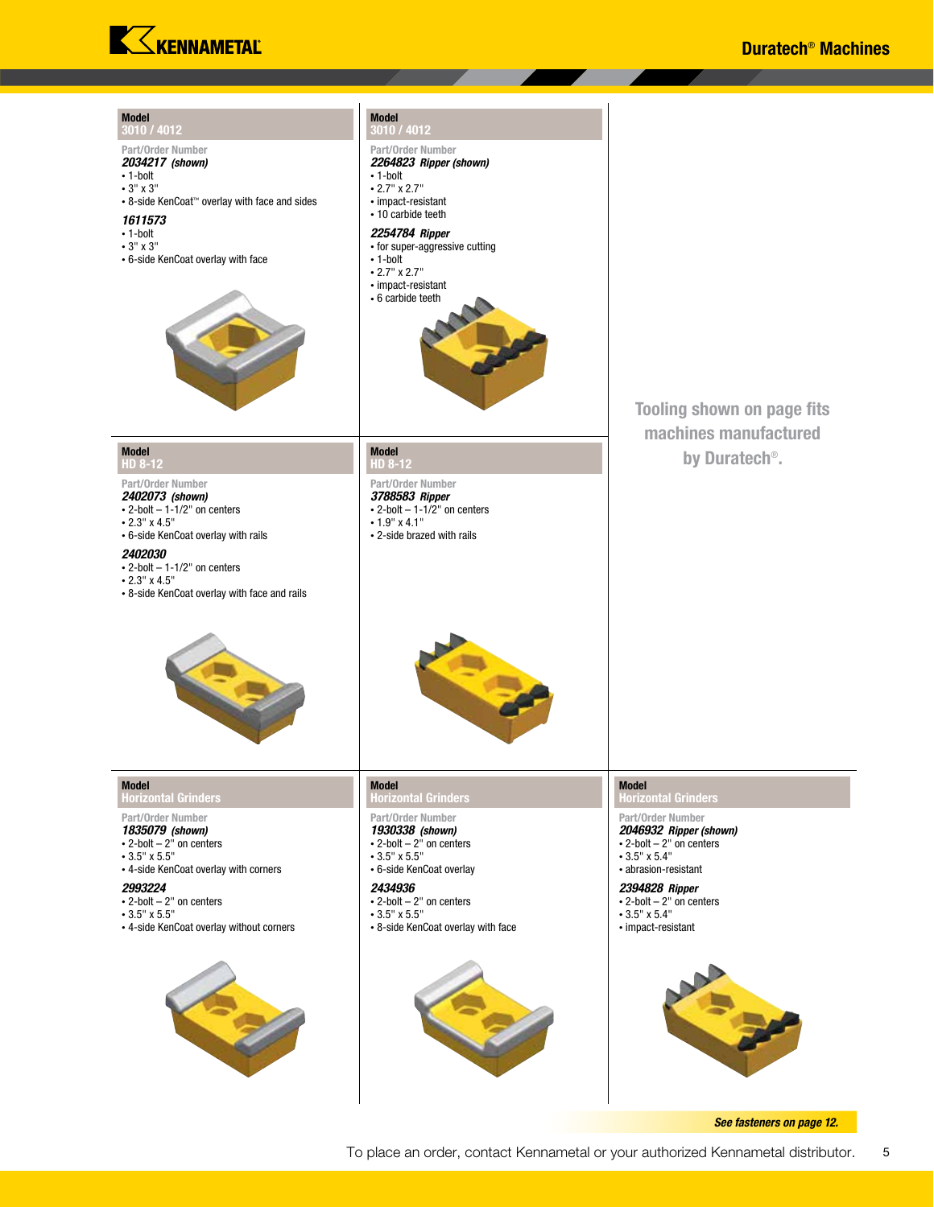## Model 3010 / 4012

Part/Order Number

***2034217*** ***(shown)***
- 1-bolt
- 3" x 3"
- 8-side KenCoat™ overlay with face and sides

***1611573***
- 1-bolt
- 3" x 3"
- 6-side KenCoat overlay with face

## Model 3010 / 4012

Part/Order Number

***2264823*** ***Ripper (shown)***
- 1-bolt
- 2.7" x 2.7"
- impact-resistant
- 10 carbide teeth

***2254784*** ***Ripper***
- for super-aggressive cutting
- 1-bolt
- 2.7" x 2.7"
- impact-resistant
- 6 carbide teeth

**Tooling shown on page fits machines manufactured by Duratech®.**

## Model HD 8-12

Part/Order Number

***2402073*** ***(shown)***
- 2-bolt – 1-1/2" on centers
- 2.3" x 4.5"
- 6-side KenCoat overlay with rails

***2402030***
- 2-bolt – 1-1/2" on centers
- 2.3" x 4.5"
- 8-side KenCoat overlay with face and rails

## Model HD 8-12

Part/Order Number

***3788583*** ***Ripper***
- 2-bolt – 1-1/2" on centers
- 1.9" x 4.1"
- 2-side brazed with rails

## Model Horizontal Grinders

Part/Order Number

***1835079*** ***(shown)***
- 2-bolt – 2" on centers
- 3.5" x 5.5"
- 4-side KenCoat overlay with corners

***2993224***
- 2-bolt – 2" on centers
- 3.5" x 5.5"
- 4-side KenCoat overlay without corners

## Model Horizontal Grinders

Part/Order Number

***1930338*** ***(shown)***
- 2-bolt – 2" on centers
- 3.5" x 5.5"
- 6-side KenCoat overlay

***2434936***
- 2-bolt – 2" on centers
- 3.5" x 5.5"
- 8-side KenCoat overlay with face

## Model Horizontal Grinders

Part/Order Number

***2046932*** ***Ripper (shown)***
- 2-bolt – 2" on centers
- 3.5" x 5.4"
- abrasion-resistant

***2394828*** ***Ripper***
- 2-bolt – 2" on centers
- 3.5" x 5.4"
- impact-resistant

***See fasteners on page 12.***

To place an order, contact Kennametal or your authorized Kennametal distributor.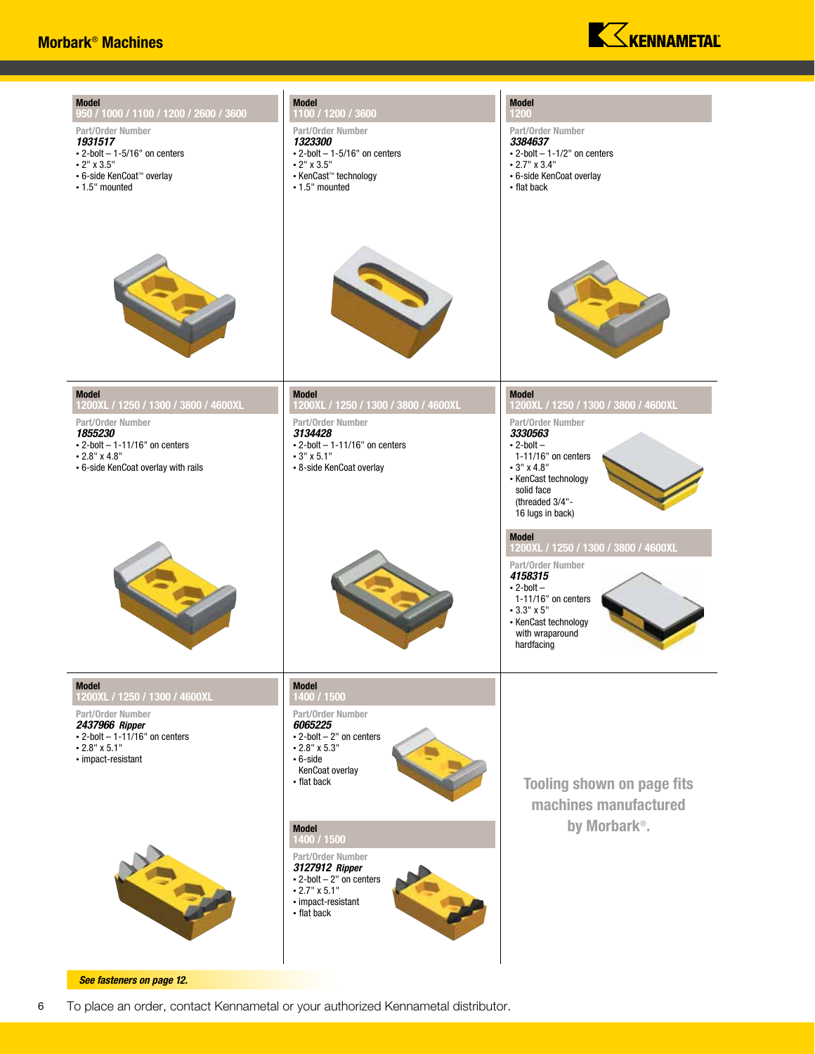## Morbark® Machines

**Model**
**950 / 1000 / 1100 / 1200 / 2600 / 3600**

Part/Order Number
***1931517***
- 2-bolt – 1-5/16" on centers
- 2" x 3.5"
- 6-side KenCoat™ overlay
- 1.5" mounted

**Model**
**1100 / 1200 / 3600**

Part/Order Number
***1323300***
- 2-bolt – 1-5/16" on centers
- 2" x 3.5"
- KenCast™ technology
- 1.5" mounted

**Model**
**1200**

Part/Order Number
***3384637***
- 2-bolt – 1-1/2" on centers
- 2.7" x 3.4"
- 6-side KenCoat overlay
- flat back

**Model**
**1200XL / 1250 / 1300 / 3800 / 4600XL**

Part/Order Number
***1855230***
- 2-bolt – 1-11/16" on centers
- 2.8" x 4.8"
- 6-side KenCoat overlay with rails

**Model**
**1200XL / 1250 / 1300 / 3800 / 4600XL**

Part/Order Number
***3134428***
- 2-bolt – 1-11/16" on centers
- 3" x 5.1"
- 8-side KenCoat overlay

**Model**
**1200XL / 1250 / 1300 / 3800 / 4600XL**

Part/Order Number
***3330563***
- 2-bolt – 1-11/16" on centers
- 3" x 4.8"
- KenCast technology solid face (threaded 3/4"-16 lugs in back)

**Model**
**1200XL / 1250 / 1300 / 3800 / 4600XL**

Part/Order Number
***4158315***
- 2-bolt – 1-11/16" on centers
- 3.3" x 5"
- KenCast technology with wraparound hardfacing

**Model**
**1200XL / 1250 / 1300 / 4600XL**

Part/Order Number
***2437966 Ripper***
- 2-bolt – 1-11/16" on centers
- 2.8" x 5.1"
- impact-resistant

**Model**
**1400 / 1500**

Part/Order Number
***6065225***
- 2-bolt – 2" on centers
- 2.8" x 5.3"
- 6-side KenCoat overlay
- flat back

**Model**
**1400 / 1500**

Part/Order Number
***3127912 Ripper***
- 2-bolt – 2" on centers
- 2.7" x 5.1"
- impact-resistant
- flat back

**Tooling shown on page fits machines manufactured by Morbark®.**

***See fasteners on page 12.***

To place an order, contact Kennametal or your authorized Kennametal distributor.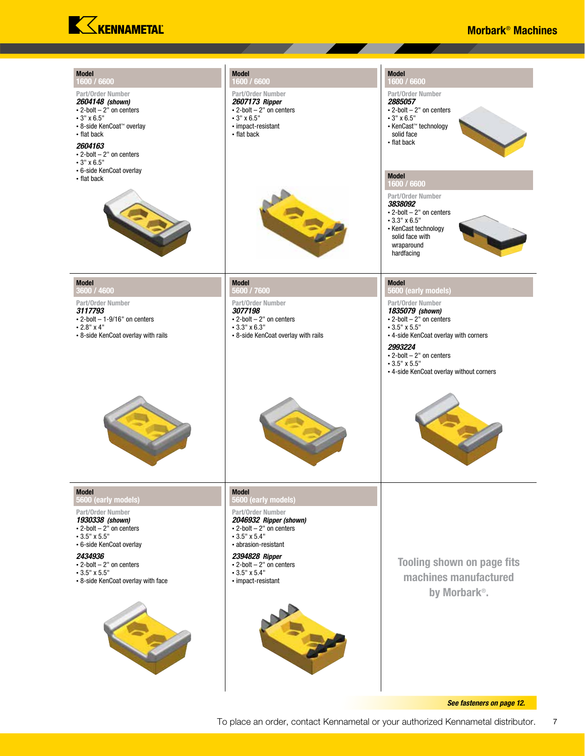## Morbark® Machines

**Model**
**1600 / 6600**

Part/Order Number

***2604148*** ***(shown)***
- 2-bolt – 2" on centers
- 3" x 6.5"
- 8-side KenCoat™ overlay
- flat back

***2604163***
- 2-bolt – 2" on centers
- 3" x 6.5"
- 6-side KenCoat overlay
- flat back

**Model**
**1600 / 6600**

Part/Order Number

***2607173*** ***Ripper***
- 2-bolt – 2" on centers
- 3" x 6.5"
- impact-resistant
- flat back

**Model**
**1600 / 6600**

Part/Order Number

***2885057***
- 2-bolt – 2" on centers
- 3" x 6.5"
- KenCast™ technology solid face
- flat back

**Model**
**1600 / 6600**

Part/Order Number

***3838092***
- 2-bolt – 2" on centers
- 3.3" x 6.5"
- KenCast technology solid face with wraparound hardfacing

**Model**
**3600 / 4600**

Part/Order Number

***3117793***
- 2-bolt – 1-9/16" on centers
- 2.8" x 4"
- 8-side KenCoat overlay with rails

**Model**
**5600 / 7600**

Part/Order Number

***3077198***
- 2-bolt – 2" on centers
- 3.3" x 6.3"
- 8-side KenCoat overlay with rails

**Model**
**5600 (early models)**

Part/Order Number

***1835079*** ***(shown)***
- 2-bolt – 2" on centers
- 3.5" x 5.5"
- 4-side KenCoat overlay with corners

***2993224***
- 2-bolt – 2" on centers
- 3.5" x 5.5"
- 4-side KenCoat overlay without corners

**Model**
**5600 (early models)**

Part/Order Number

***1930338*** ***(shown)***
- 2-bolt – 2" on centers
- 3.5" x 5.5"
- 6-side KenCoat overlay

***2434936***
- 2-bolt – 2" on centers
- 3.5" x 5.5"
- 8-side KenCoat overlay with face

**Model**
**5600 (early models)**

Part/Order Number

***2046932*** ***Ripper (shown)***
- 2-bolt – 2" on centers
- 3.5" x 5.4"
- abrasion-resistant

***2394828*** ***Ripper***
- 2-bolt – 2" on centers
- 3.5" x 5.4"
- impact-resistant

**Tooling shown on page fits machines manufactured by Morbark®.**

***See fasteners on page 12.***

To place an order, contact Kennametal or your authorized Kennametal distributor.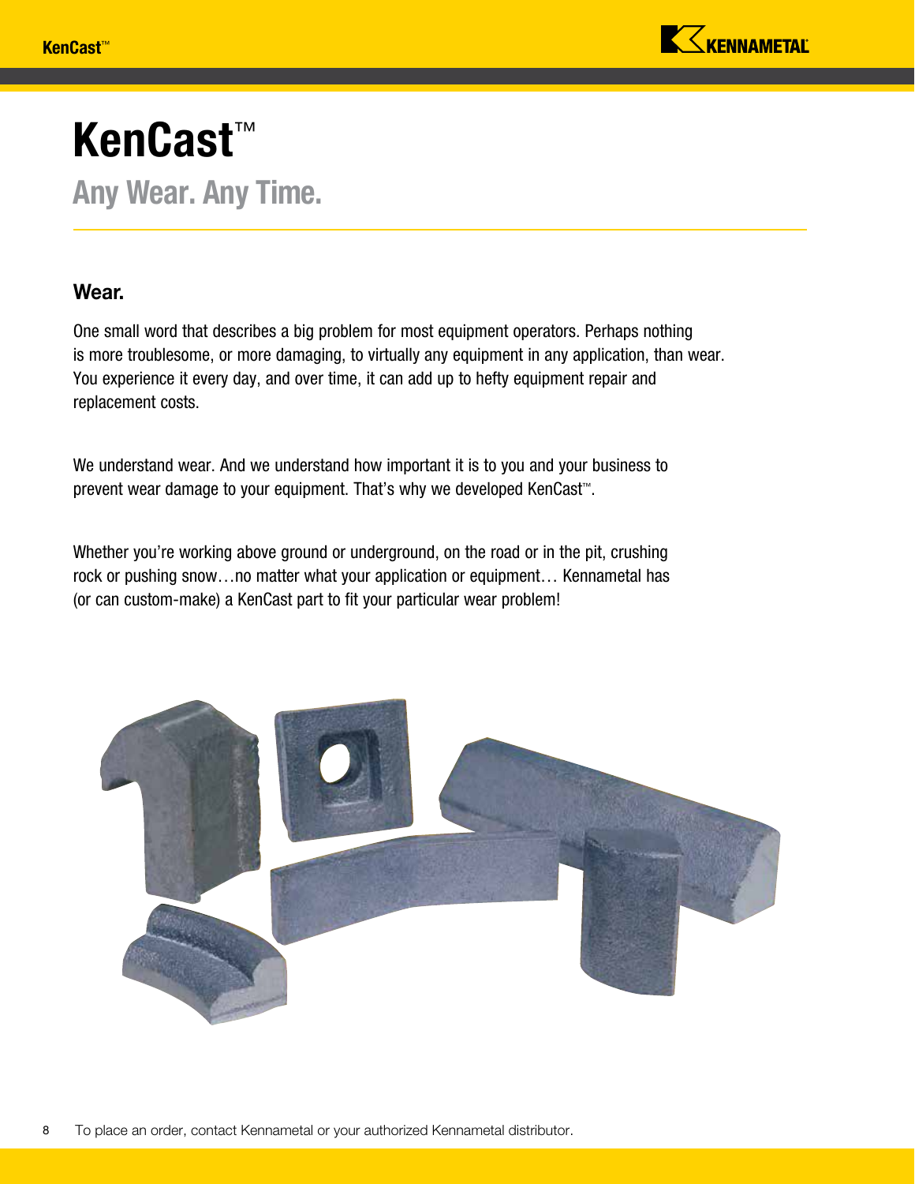# KenCast™

## Any Wear. Any Time.

### Wear.

One small word that describes a big problem for most equipment operators. Perhaps nothing is more troublesome, or more damaging, to virtually any equipment in any application, than wear. You experience it every day, and over time, it can add up to hefty equipment repair and replacement costs.

We understand wear. And we understand how important it is to you and your business to prevent wear damage to your equipment. That's why we developed KenCast™.

Whether you're working above ground or underground, on the road or in the pit, crushing rock or pushing snow…no matter what your application or equipment… Kennametal has (or can custom-make) a KenCast part to fit your particular wear problem!

To place an order, contact Kennametal or your authorized Kennametal distributor.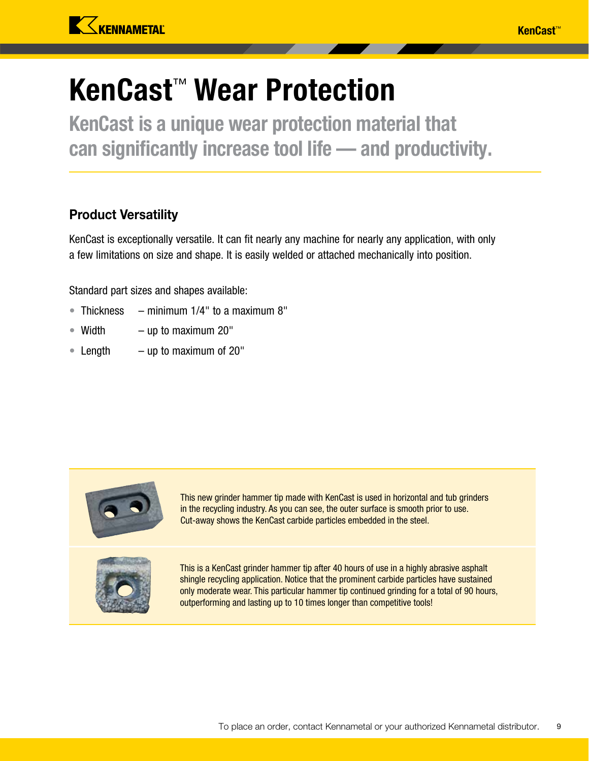# KenCast™ Wear Protection

## KenCast is a unique wear protection material that can significantly increase tool life — and productivity.

### Product Versatility

KenCast is exceptionally versatile. It can fit nearly any machine for nearly any application, with only a few limitations on size and shape. It is easily welded or attached mechanically into position.

Standard part sizes and shapes available:

- Thickness – minimum 1/4" to a maximum 8"
- Width – up to maximum 20"
- Length – up to maximum of 20"

This new grinder hammer tip made with KenCast is used in horizontal and tub grinders in the recycling industry. As you can see, the outer surface is smooth prior to use. Cut-away shows the KenCast carbide particles embedded in the steel.

This is a KenCast grinder hammer tip after 40 hours of use in a highly abrasive asphalt shingle recycling application. Notice that the prominent carbide particles have sustained only moderate wear. This particular hammer tip continued grinding for a total of 90 hours, outperforming and lasting up to 10 times longer than competitive tools!

To place an order, contact Kennametal or your authorized Kennametal distributor.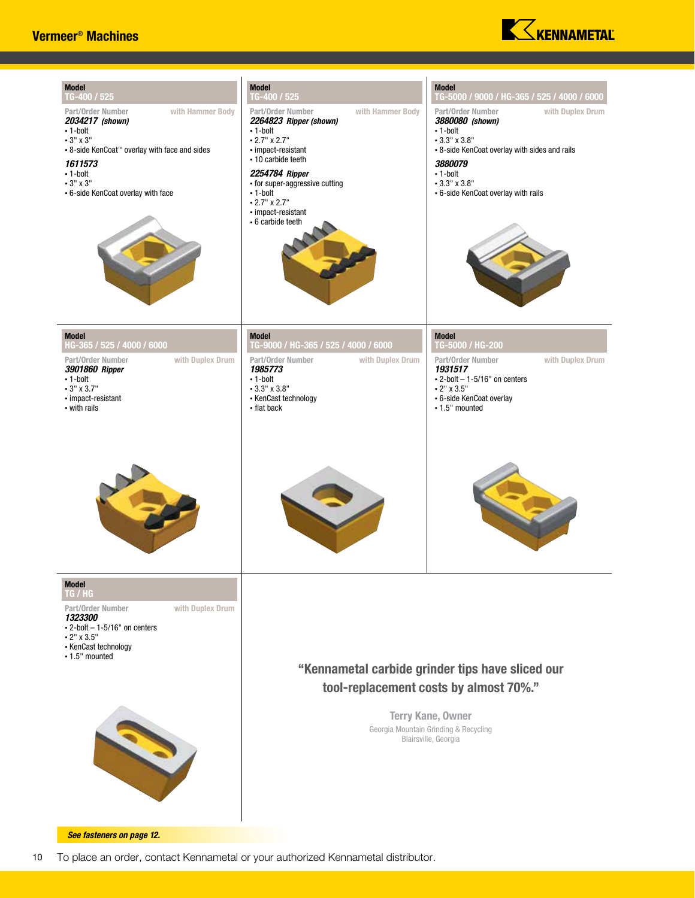## Vermeer® Machines

### Model TG-400 / 525

Part/Order Number — with Hammer Body

***2034217 (shown)***
- 1-bolt
- 3" x 3"
- 8-side KenCoat™ overlay with face and sides

***1611573***
- 1-bolt
- 3" x 3"
- 6-side KenCoat overlay with face

### Model TG-400 / 525

Part/Order Number — with Hammer Body

***2264823 Ripper (shown)***
- 1-bolt
- 2.7" x 2.7"
- impact-resistant
- 10 carbide teeth

***2254784 Ripper***
- for super-aggressive cutting
- 1-bolt
- 2.7" x 2.7"
- impact-resistant
- 6 carbide teeth

### Model TG-5000 / 9000 / HG-365 / 525 / 4000 / 6000

Part/Order Number — with Duplex Drum

***3880080 (shown)***
- 1-bolt
- 3.3" x 3.8"
- 8-side KenCoat overlay with sides and rails

***3880079***
- 1-bolt
- 3.3" x 3.8"
- 6-side KenCoat overlay with rails

### Model HG-365 / 525 / 4000 / 6000

Part/Order Number — with Duplex Drum

***3901860 Ripper***
- 1-bolt
- 3" x 3.7"
- impact-resistant
- with rails

### Model TG-9000 / HG-365 / 525 / 4000 / 6000

Part/Order Number — with Duplex Drum

***1985773***
- 1-bolt
- 3.3" x 3.8"
- KenCast technology
- flat back

### Model TG-5000 / HG-200

Part/Order Number — with Duplex Drum

***1931517***
- 2-bolt – 1-5/16" on centers
- 2" x 3.5"
- 6-side KenCoat overlay
- 1.5" mounted

### Model TG / HG

Part/Order Number — with Duplex Drum

***1323300***
- 2-bolt – 1-5/16" on centers
- 2" x 3.5"
- KenCast technology
- 1.5" mounted

**"Kennametal carbide grinder tips have sliced our tool-replacement costs by almost 70%."**

**Terry Kane, Owner**
Georgia Mountain Grinding & Recycling
Blairsville, Georgia

***See fasteners on page 12.***

To place an order, contact Kennametal or your authorized Kennametal distributor.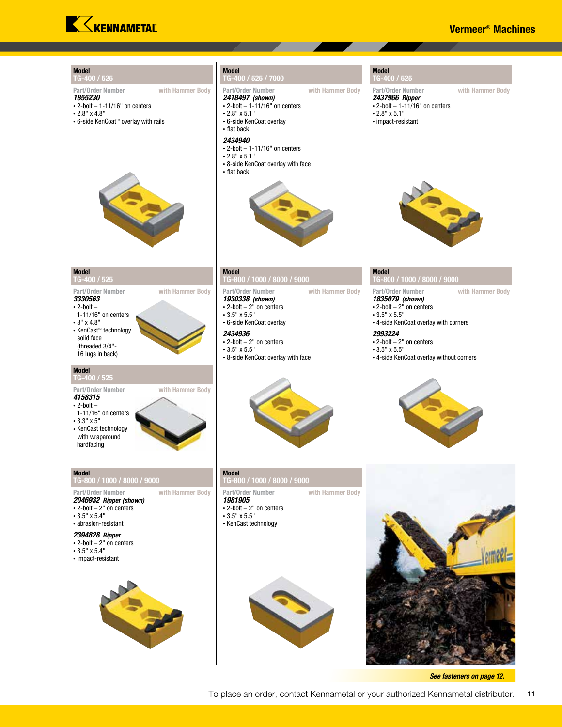## Model TG-400 / 525

Part/Order Number — with Hammer Body

***1855230***

- 2-bolt – 1-11/16" on centers
- 2.8" x 4.8"
- 6-side KenCoat™ overlay with rails

## Model TG-400 / 525 / 7000

Part/Order Number — with Hammer Body

***2418497*** ***(shown)***

- 2-bolt – 1-11/16" on centers
- 2.8" x 5.1"
- 6-side KenCoat overlay
- flat back

***2434940***

- 2-bolt – 1-11/16" on centers
- 2.8" x 5.1"
- 8-side KenCoat overlay with face
- flat back

## Model TG-400 / 525

Part/Order Number — with Hammer Body

***2437966*** ***Ripper***

- 2-bolt – 1-11/16" on centers
- 2.8" x 5.1"
- impact-resistant

## Model TG-400 / 525

Part/Order Number — with Hammer Body

***3330563***

- 2-bolt – 1-11/16" on centers
- 3" x 4.8"
- KenCast™ technology solid face (threaded 3/4"-16 lugs in back)

## Model TG-400 / 525

Part/Order Number — with Hammer Body

***4158315***

- 2-bolt – 1-11/16" on centers
- 3.3" x 5"
- KenCast technology with wraparound hardfacing

## Model TG-800 / 1000 / 8000 / 9000

Part/Order Number — with Hammer Body

***1930338*** ***(shown)***

- 2-bolt – 2" on centers
- 3.5" x 5.5"
- 6-side KenCoat overlay

***2434936***

- 2-bolt – 2" on centers
- 3.5" x 5.5"
- 8-side KenCoat overlay with face

## Model TG-800 / 1000 / 8000 / 9000

Part/Order Number — with Hammer Body

***1835079*** ***(shown)***

- 2-bolt – 2" on centers
- 3.5" x 5.5"
- 4-side KenCoat overlay with corners

***2993224***

- 2-bolt – 2" on centers
- 3.5" x 5.5"
- 4-side KenCoat overlay without corners

## Model TG-800 / 1000 / 8000 / 9000

Part/Order Number — with Hammer Body

***2046932*** ***Ripper (shown)***

- 2-bolt – 2" on centers
- 3.5" x 5.4"
- abrasion-resistant

***2394828*** ***Ripper***

- 2-bolt – 2" on centers
- 3.5" x 5.4"
- impact-resistant

## Model TG-800 / 1000 / 8000 / 9000

Part/Order Number — with Hammer Body

***1981905***

- 2-bolt – 2" on centers
- 3.5" x 5.5"
- KenCast technology

***See fasteners on page 12.***

To place an order, contact Kennametal or your authorized Kennametal distributor.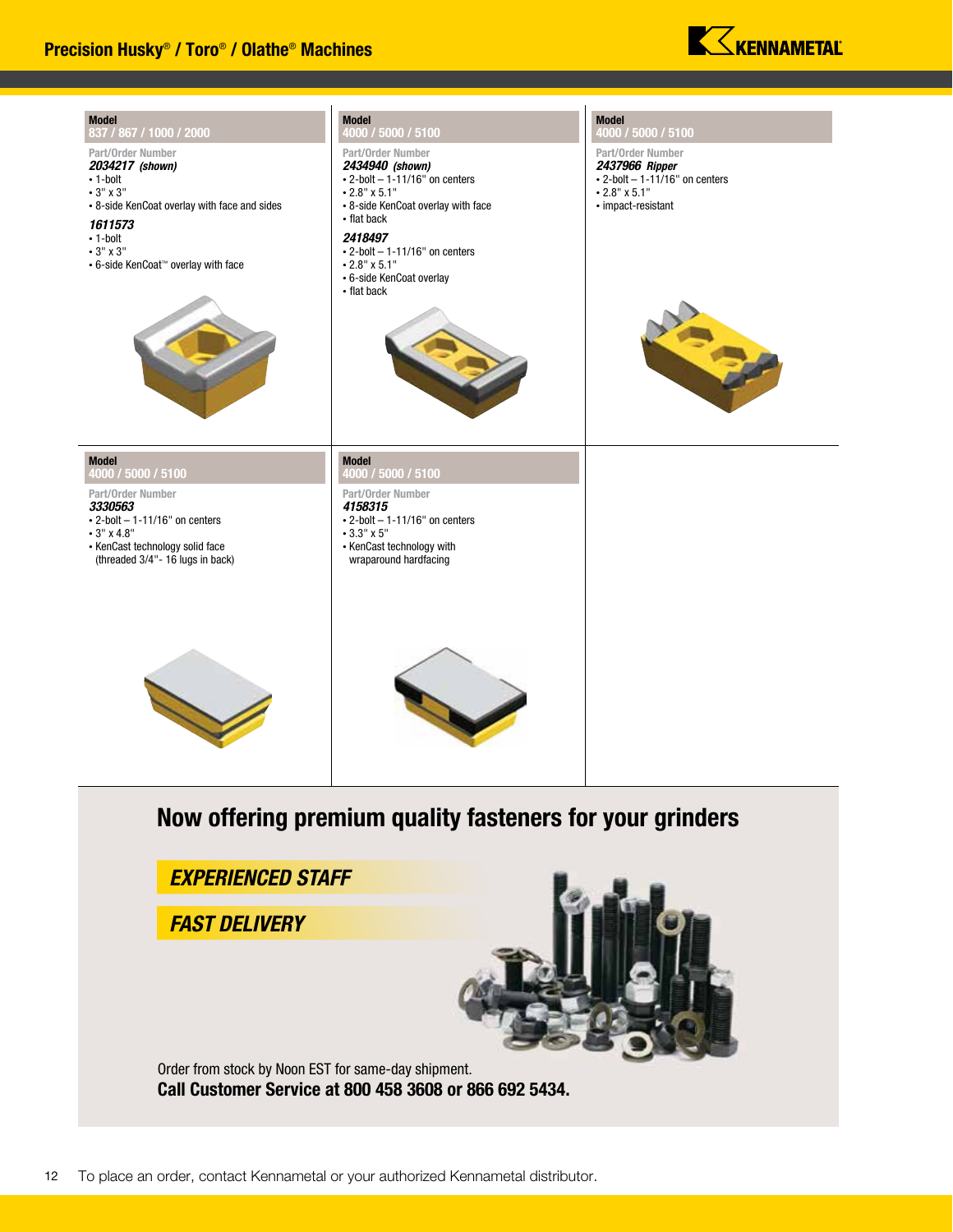## Precision Husky® / Toro® / Olathe® Machines

**Model**
**837 / 867 / 1000 / 2000**

Part/Order Number

***2034217*** ***(shown)***
- 1-bolt
- 3" x 3"
- 8-side KenCoat overlay with face and sides

***1611573***
- 1-bolt
- 3" x 3"
- 6-side KenCoat™ overlay with face

**Model**
**4000 / 5000 / 5100**

Part/Order Number

***2434940*** ***(shown)***
- 2-bolt – 1-11/16" on centers
- 2.8" x 5.1"
- 8-side KenCoat overlay with face
- flat back

***2418497***
- 2-bolt – 1-11/16" on centers
- 2.8" x 5.1"
- 6-side KenCoat overlay
- flat back

**Model**
**4000 / 5000 / 5100**

Part/Order Number

***2437966*** ***Ripper***
- 2-bolt – 1-11/16" on centers
- 2.8" x 5.1"
- impact-resistant

**Model**
**4000 / 5000 / 5100**

Part/Order Number

***3330563***
- 2-bolt – 1-11/16" on centers
- 3" x 4.8"
- KenCast technology solid face (threaded 3/4"- 16 lugs in back)

**Model**
**4000 / 5000 / 5100**

Part/Order Number

***4158315***
- 2-bolt – 1-11/16" on centers
- 3.3" x 5"
- KenCast technology with wraparound hardfacing

## Now offering premium quality fasteners for your grinders

***EXPERIENCED STAFF***

***FAST DELIVERY***

Order from stock by Noon EST for same-day shipment.
**Call Customer Service at 800 458 3608 or 866 692 5434.**

To place an order, contact Kennametal or your authorized Kennametal distributor.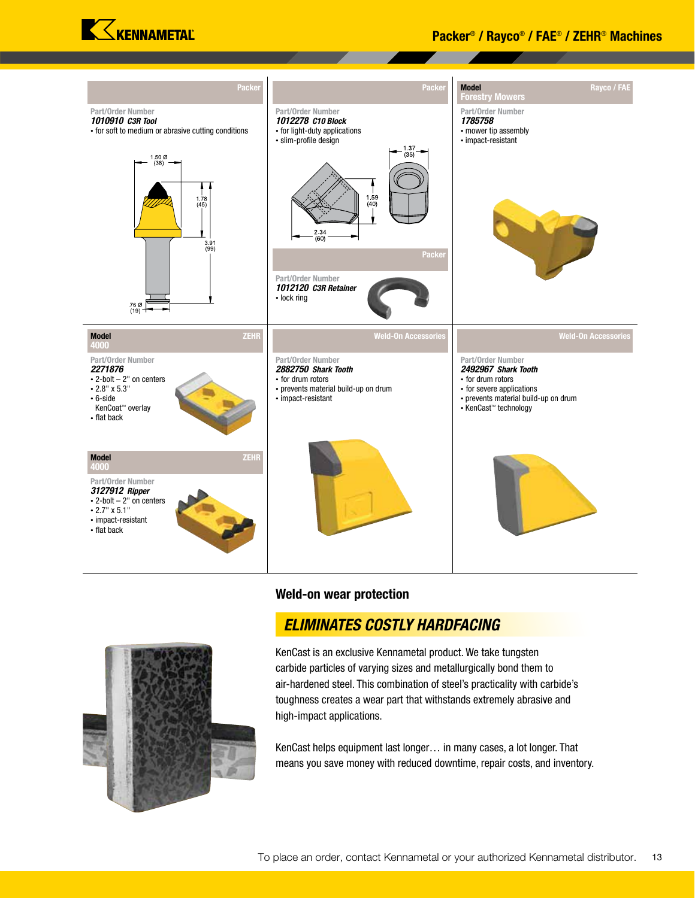## Packer

Part/Order Number
***1010910*** ***C3R Tool***

- for soft to medium or abrasive cutting conditions

1.50 Ø (38)
1.78 (45)
3.91 (99)
.76 Ø (19)

## Packer

Part/Order Number
***1012278*** ***C10 Block***

- for light-duty applications
- slim-profile design

1.37 (35)
1.59 (40)
2.34 (60)

## Packer

Part/Order Number
***1012120*** ***C3R Retainer***

- lock ring

## Model Forestry Mowers — Rayco / FAE

Part/Order Number
***1785758***

- mower tip assembly
- impact-resistant

## Model 4000 — ZEHR

Part/Order Number
***2271876***

- 2-bolt – 2" on centers
- 2.8" x 5.3"
- 6-side KenCoat™ overlay
- flat back

## Model 4000 — ZEHR

Part/Order Number
***3127912*** ***Ripper***

- 2-bolt – 2" on centers
- 2.7" x 5.1"
- impact-resistant
- flat back

## Weld-On Accessories

Part/Order Number
***2882750*** ***Shark Tooth***

- for drum rotors
- prevents material build-up on drum
- impact-resistant

## Weld-On Accessories

Part/Order Number
***2492967*** ***Shark Tooth***

- for drum rotors
- for severe applications
- prevents material build-up on drum
- KenCast™ technology

## Weld-on wear protection

### *ELIMINATES COSTLY HARDFACING*

KenCast is an exclusive Kennametal product. We take tungsten carbide particles of varying sizes and metallurgically bond them to air-hardened steel. This combination of steel's practicality with carbide's toughness creates a wear part that withstands extremely abrasive and high-impact applications.

KenCast helps equipment last longer… in many cases, a lot longer. That means you save money with reduced downtime, repair costs, and inventory.

To place an order, contact Kennametal or your authorized Kennametal distributor.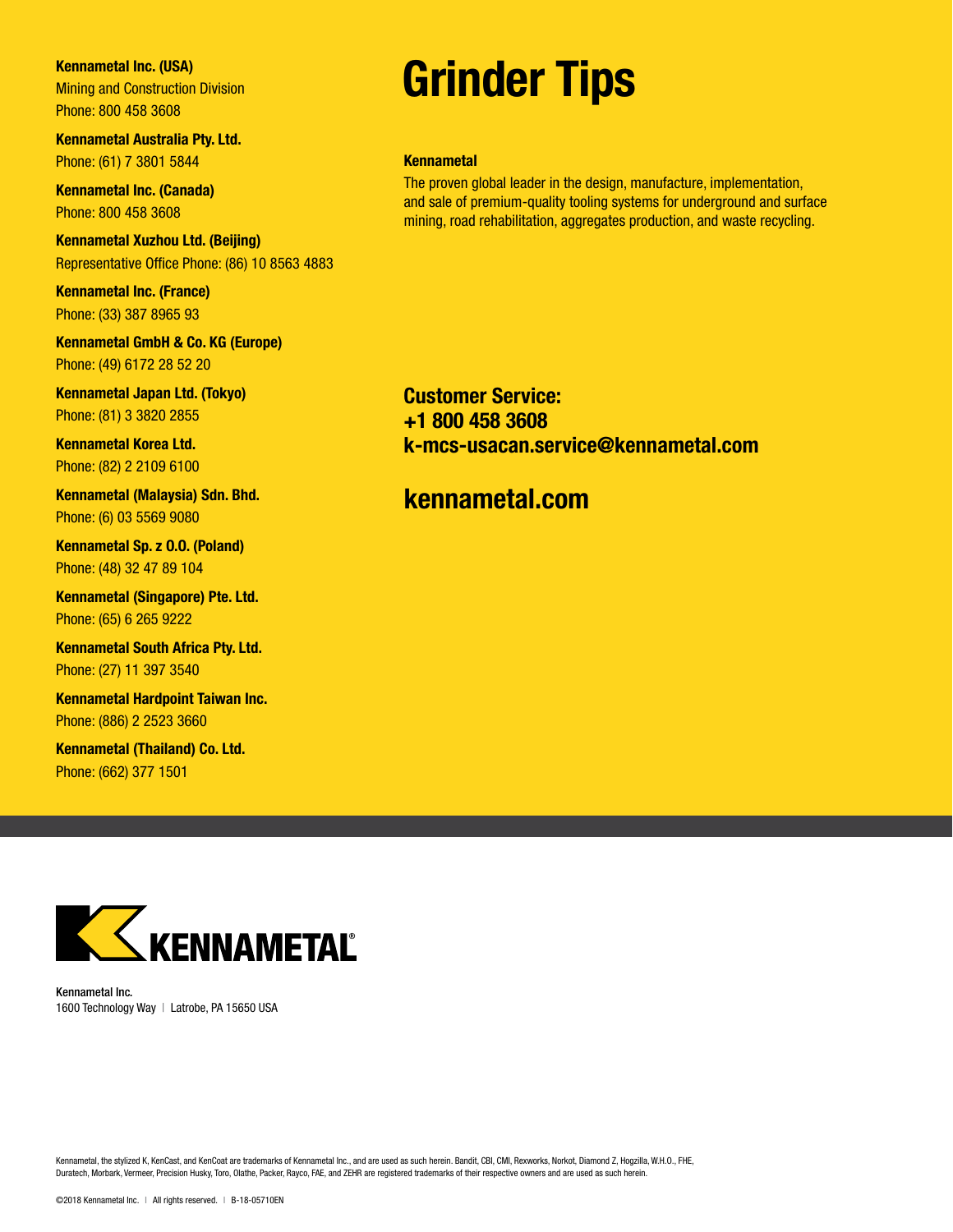# Grinder Tips

**Kennametal**

The proven global leader in the design, manufacture, implementation, and sale of premium-quality tooling systems for underground and surface mining, road rehabilitation, aggregates production, and waste recycling.

**Customer Service:**
**+1 800 458 3608**
**k-mcs-usacan.service@kennametal.com**

**kennametal.com**

**Kennametal Inc. (USA)**
Mining and Construction Division
Phone: 800 458 3608

**Kennametal Australia Pty. Ltd.**
Phone: (61) 7 3801 5844

**Kennametal Inc. (Canada)**
Phone: 800 458 3608

**Kennametal Xuzhou Ltd. (Beijing)**
Representative Office Phone: (86) 10 8563 4883

**Kennametal Inc. (France)**
Phone: (33) 387 8965 93

**Kennametal GmbH & Co. KG (Europe)**
Phone: (49) 6172 28 52 20

**Kennametal Japan Ltd. (Tokyo)**
Phone: (81) 3 3820 2855

**Kennametal Korea Ltd.**
Phone: (82) 2 2109 6100

**Kennametal (Malaysia) Sdn. Bhd.**
Phone: (6) 03 5569 9080

**Kennametal Sp. z O.O. (Poland)**
Phone: (48) 32 47 89 104

**Kennametal (Singapore) Pte. Ltd.**
Phone: (65) 6 265 9222

**Kennametal South Africa Pty. Ltd.**
Phone: (27) 11 397 3540

**Kennametal Hardpoint Taiwan Inc.**
Phone: (886) 2 2523 3660

**Kennametal (Thailand) Co. Ltd.**
Phone: (662) 377 1501

KENNAMETAL®

Kennametal Inc.
1600 Technology Way | Latrobe, PA 15650 USA

Kennametal, the stylized K, KenCast, and KenCoat are trademarks of Kennametal Inc., and are used as such herein. Bandit, CBI, CMI, Rexworks, Norkot, Diamond Z, Hogzilla, W.H.O., FHE, Duratech, Morbark, Vermeer, Precision Husky, Toro, Olathe, Packer, Rayco, FAE, and ZEHR are registered trademarks of their respective owners and are used as such herein.

©2018 Kennametal Inc. | All rights reserved. | B-18-05710EN